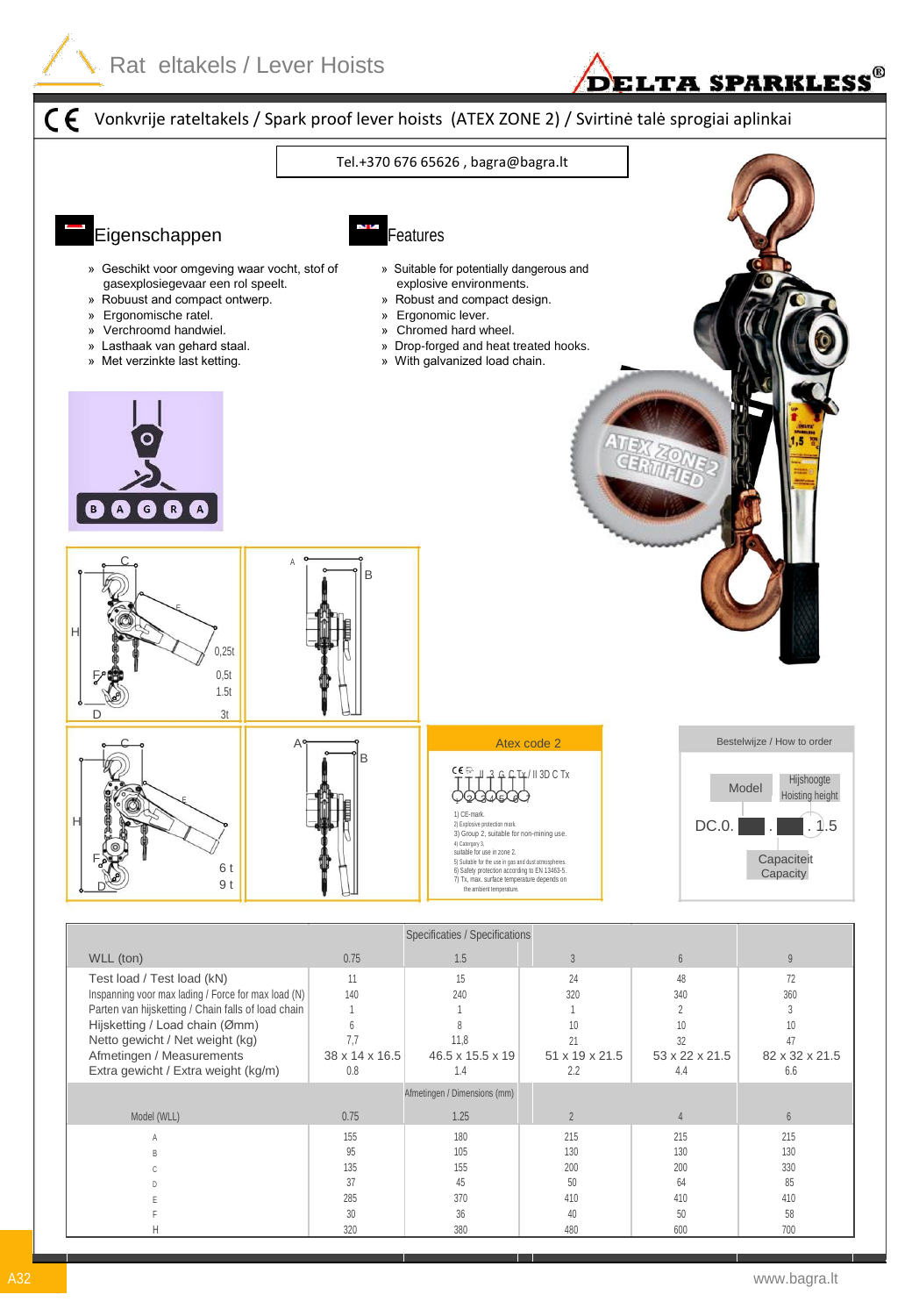# Rat eltakels / Lever Hoists

DELTA SPARKLESS®

## CE Vonkvrije rateltakels / Spark proof lever hoists (ATEX ZONE 2) / Svirtinė talė sprogiai aplinkai

Tel.+370 676 65626 , bagra@bagra.lt

### Eigenschappen

- Geschikt voor omgeving waar vocht, stof of gasexplosiegevaar een rol speelt.
- Robuust and compact ontwerp.
- Ergonomische ratel.
- Verchroomd handwiel.
- Lasthaak van gehard staal.
- Met verzinkte last ketting.

### Features

- Suitable for potentially dangerous and explosive environments.
- Robust and compact design.
- Ergonomic lever.
- Chromed hard wheel.
- Drop-forged and heat treated hooks.
- With galvanized load chain.

ATEX ZONE 2 CERTIFIED

BAGRA

C, H, E, F, D, A, B — 0,25t, 0,5t, 1.5t, 3t

C, H, E, F, D, A, B — 6 t, 9 t

### Atex code 2

CE Ex II 3 G C Tx / II 3D C Tx

1) CE-mark.
2) Explosive protection mark
3) Group 2, suitable for non-mining use.
4) Category 3, suitable for use in zone 2.
5) Suitable for the use in gas and dust atmospheres.
6) Safety protection according to EN 13463-5.
7) Tx, max. surface temperature depends on the ambient temperature.

### Bestelwijze / How to order

DC.0. [Model] . [Hijshoogte / Hoisting height] . 1.5 [Capaciteit / Capacity]

| Specificaties / Specifications | | | | | |
|---|---|---|---|---|---|
| WLL (ton) | 0.75 | 1.5 | 3 | 6 | 9 |
| Test load / Test load (kN) | 11 | 15 | 24 | 48 | 72 |
| Inspanning voor max lading / Force for max load (N) | 140 | 240 | 320 | 340 | 360 |
| Parten van hijsketting / Chain falls of load chain | 1 | 1 | 1 | 2 | 3 |
| Hijsketting / Load chain (Ømm) | 6 | 8 | 10 | 10 | 10 |
| Netto gewicht / Net weight (kg) | 7,7 | 11,8 | 21 | 32 | 47 |
| Afmetingen / Measurements | 38 x 14 x 16.5 | 46.5 x 15.5 x 19 | 51 x 19 x 21.5 | 53 x 22 x 21.5 | 82 x 32 x 21.5 |
| Extra gewicht / Extra weight (kg/m) | 0.8 | 1.4 | 2.2 | 4.4 | 6.6 |

| Afmetingen / Dimensions (mm) | | | | | |
|---|---|---|---|---|---|
| Model (WLL) | 0.75 | 1.25 | 2 | 4 | 6 |
| A | 155 | 180 | 215 | 215 | 215 |
| B | 95 | 105 | 130 | 130 | 130 |
| C | 135 | 155 | 200 | 200 | 330 |
| D | 37 | 45 | 50 | 64 | 85 |
| E | 285 | 370 | 410 | 410 | 410 |
| F | 30 | 36 | 40 | 50 | 58 |
| H | 320 | 380 | 480 | 600 | 700 |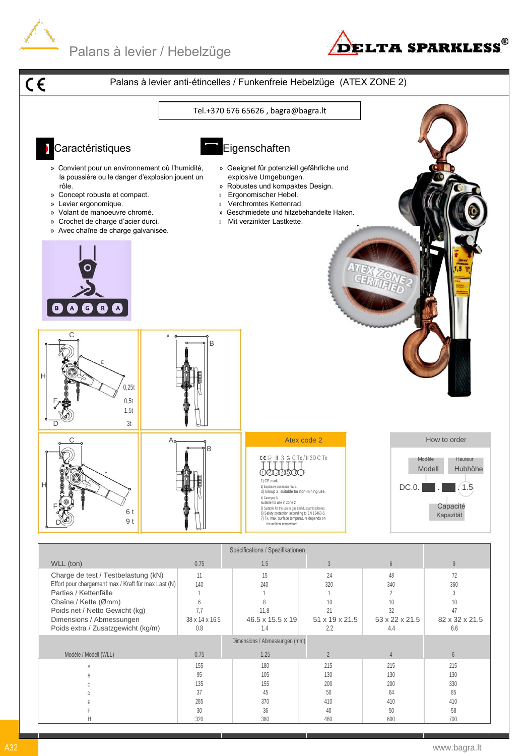# Palans à levier / Hebelzüge

DELTA SPARKLESS®

## Palans à levier anti-étincelles / Funkenfreie Hebelzüge (ATEX ZONE 2)

Tel.+370 676 65626 , bagra@bagra.lt

### Caractéristiques

- Convient pour un environnement où l'humidité, la poussière ou le danger d'explosion jouent un rôle.
- Concept robuste et compact.
- Levier ergonomique.
- Volant de manoeuvre chromé.
- Crochet de charge d'acier durci.
- Avec chaîne de charge galvanisée.

### Eigenschaften

- Geeignet für potenziell gefährliche und explosive Umgebungen.
- Robustes und kompaktes Design.
- Ergonomischer Hebel.
- Verchromtes Kettenrad.
- Geschmiedete und hitzebehandelte Haken.
- Mit verzinkter Lastkette.

ATEX ZONE 2 CERTIFIED

C, E, H, F, D — 0,25t, 0,5t, 1.5t, 3t

A, B

C, E, H, F, D — 6 t, 9 t

A, B

### Atex code 2

CE Ex II 3 G C Tx / II 3D C Tx

1) CE-mark.
2) Explosive protection mark.
3) Group 2, suitable for non-mining use.
4) Category 3, suitable for use in zone 2.
5) Suitable for use in gas and dust atmospheres.
6) Safety protection according to EN 13463-5.
7) Tx, max. surface temperature depends on the ambient temperature.

### How to order

Modèle / Modell — Hauteur / Hubhöhe

DC.0. ▇ . ▇ . 1.5

Capacité / Kapazität

| Spécifications / Spezifikationen | | | | | |
|---|---|---|---|---|---|
| WLL (ton) | 0.75 | 1.5 | 3 | 6 | 9 |
| Charge de test / Testbelastung (kN) | 11 | 15 | 24 | 48 | 72 |
| Effort pour chargement max / Kraft für max Last (N) | 140 | 240 | 320 | 340 | 360 |
| Parties / Kettenfälle | 1 | 1 | 1 | 2 | 3 |
| Chaîne / Kette (Ømm) | 6 | 8 | 10 | 10 | 10 |
| Poids net / Netto Gewicht (kg) | 7,7 | 11,8 | 21 | 32 | 47 |
| Dimensions / Abmessungen | 38 x 14 x 16.5 | 46.5 x 15.5 x 19 | 51 x 19 x 21.5 | 53 x 22 x 21.5 | 82 x 32 x 21.5 |
| Poids extra / Zusatzgewicht (kg/m) | 0.8 | 1.4 | 2.2 | 4.4 | 6.6 |

| Dimensions / Abmessungen (mm) | | | | | |
|---|---|---|---|---|---|
| Modèle / Modell (WLL) | 0.75 | 1.25 | 2 | 4 | 6 |
| A | 155 | 180 | 215 | 215 | 215 |
| B | 95 | 105 | 130 | 130 | 130 |
| C | 135 | 155 | 200 | 200 | 330 |
| D | 37 | 45 | 50 | 64 | 85 |
| E | 285 | 370 | 410 | 410 | 410 |
| F | 30 | 36 | 40 | 50 | 58 |
| H | 320 | 380 | 480 | 600 | 700 |

www.bagra.lt